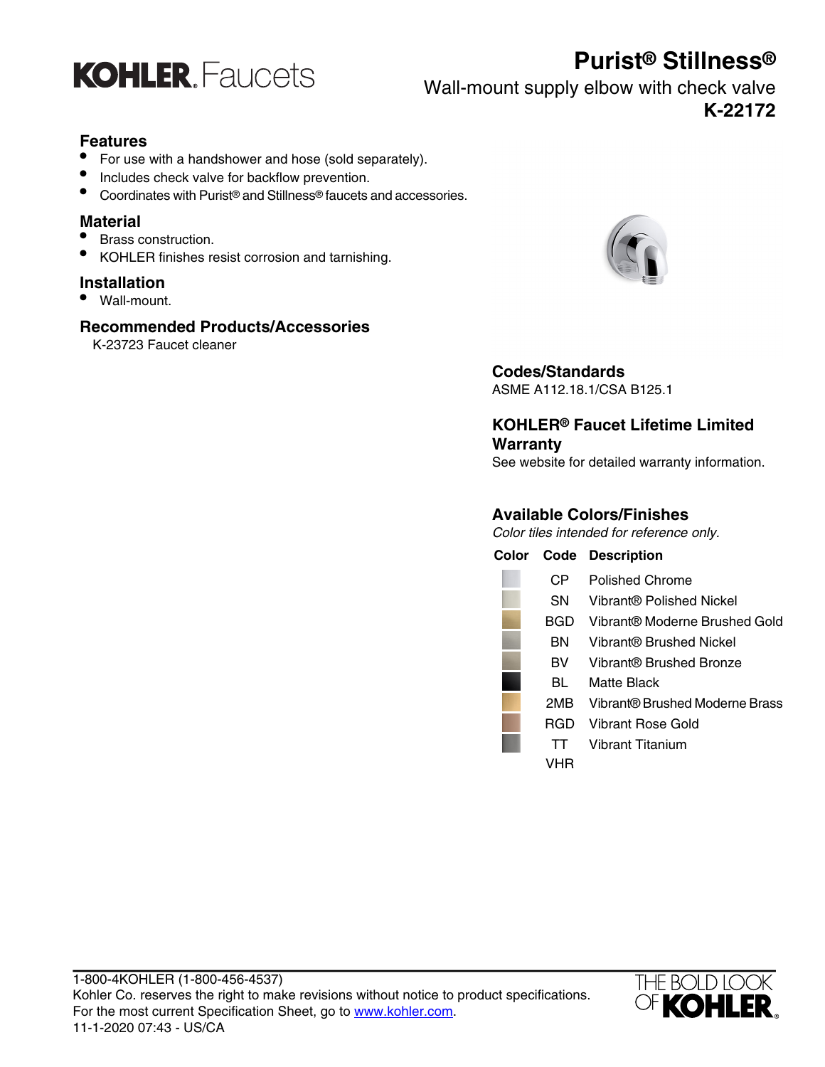# Purist® Stillness®

## Wall-mount supply elbow with check valve

## K-22172

KOHLER Faucets

### Features

- For use with a handshower and hose (sold separately).
- Includes check valve for backflow prevention.
- Coordinates with Purist® and Stillness® faucets and accessories.

### Material

- Brass construction.
- KOHLER finishes resist corrosion and tarnishing.

### Installation

- Wall-mount.

### Recommended Products/Accessories

K-23723 Faucet cleaner

### Codes/Standards

ASME A112.18.1/CSA B125.1

### KOHLER® Faucet Lifetime Limited Warranty

See website for detailed warranty information.

### Available Colors/Finishes

*Color tiles intended for reference only.*

| Color | Code | Description |
|---|---|---|
| | CP | Polished Chrome |
| | SN | Vibrant® Polished Nickel |
| | BGD | Vibrant® Moderne Brushed Gold |
| | BN | Vibrant® Brushed Nickel |
| | BV | Vibrant® Brushed Bronze |
| | BL | Matte Black |
| | 2MB | Vibrant® Brushed Moderne Brass |
| | RGD | Vibrant Rose Gold |
| | TT | Vibrant Titanium |
| | VHR | |

1-800-4KOHLER (1-800-456-4537)
Kohler Co. reserves the right to make revisions without notice to product specifications.
For the most current Specification Sheet, go to www.kohler.com.
11-1-2020 07:43 - US/CA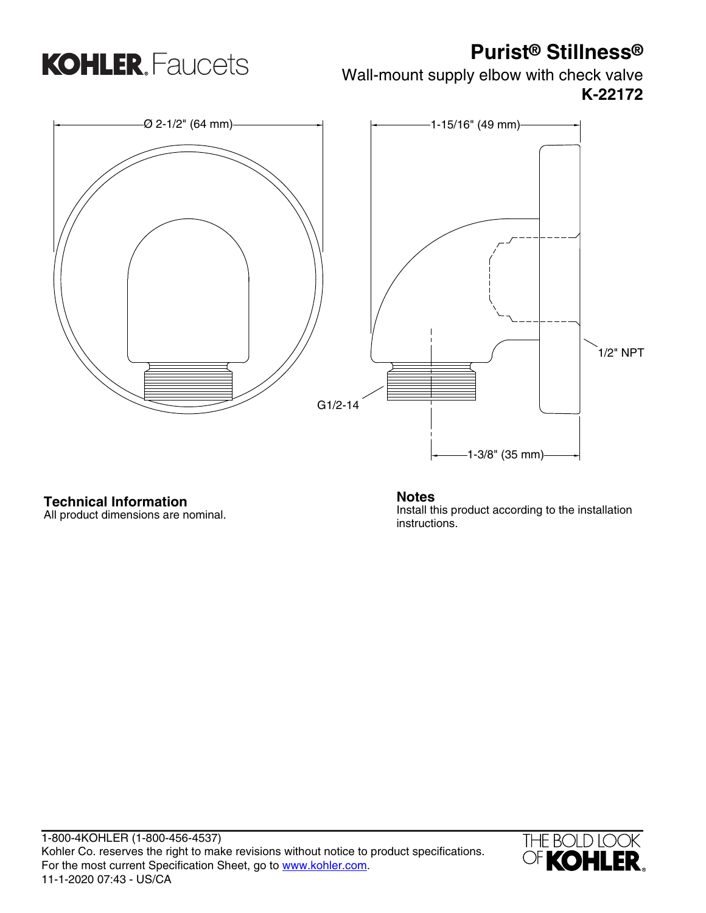KOHLER. Faucets

# Purist® Stillness®

Wall-mount supply elbow with check valve

**K-22172**

Ø 2-1/2" (64 mm)

1-15/16" (49 mm)

1/2" NPT

G1/2-14

1-3/8" (35 mm)

## Technical Information

All product dimensions are nominal.

## Notes

Install this product according to the installation instructions.

1-800-4KOHLER (1-800-456-4537)
Kohler Co. reserves the right to make revisions without notice to product specifications.
For the most current Specification Sheet, go to www.kohler.com.
11-1-2020 07:43 - US/CA

THE BOLD LOOK OF KOHLER.